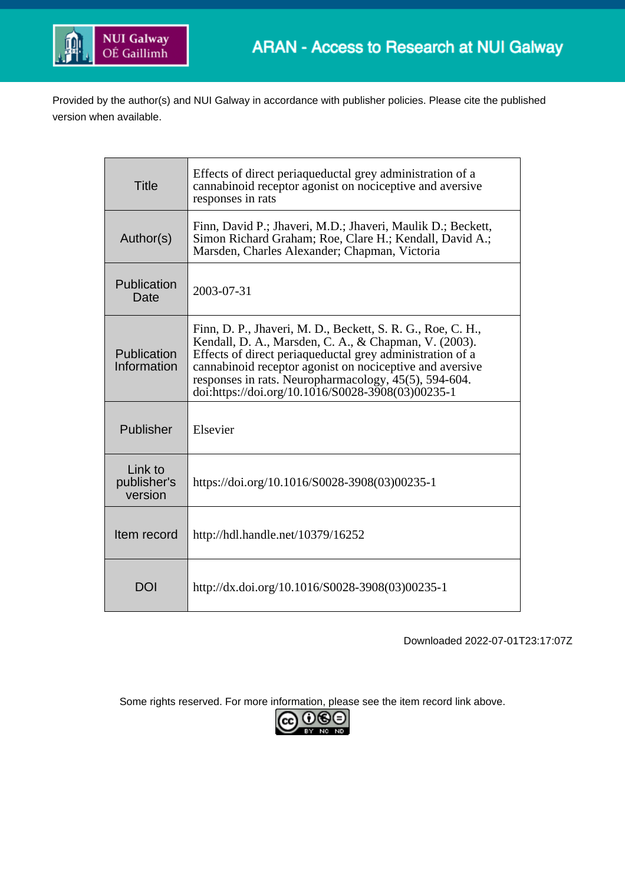Provided by the author(s) and NUI Galway in accordance with publisher policies. Please cite the published version when available.

| | |
|---|---|
| Title | Effects of direct periaqueductal grey administration of a cannabinoid receptor agonist on nociceptive and aversive responses in rats |
| Author(s) | Finn, David P.; Jhaveri, M.D.; Jhaveri, Maulik D.; Beckett, Simon Richard Graham; Roe, Clare H.; Kendall, David A.; Marsden, Charles Alexander; Chapman, Victoria |
| Publication Date | 2003-07-31 |
| Publication Information | Finn, D. P., Jhaveri, M. D., Beckett, S. R. G., Roe, C. H., Kendall, D. A., Marsden, C. A., & Chapman, V. (2003). Effects of direct periaqueductal grey administration of a cannabinoid receptor agonist on nociceptive and aversive responses in rats. Neuropharmacology, 45(5), 594-604. doi:https://doi.org/10.1016/S0028-3908(03)00235-1 |
| Publisher | Elsevier |
| Link to publisher's version | https://doi.org/10.1016/S0028-3908(03)00235-1 |
| Item record | http://hdl.handle.net/10379/16252 |
| DOI | http://dx.doi.org/10.1016/S0028-3908(03)00235-1 |

Downloaded 2022-07-01T23:17:07Z

Some rights reserved. For more information, please see the item record link above.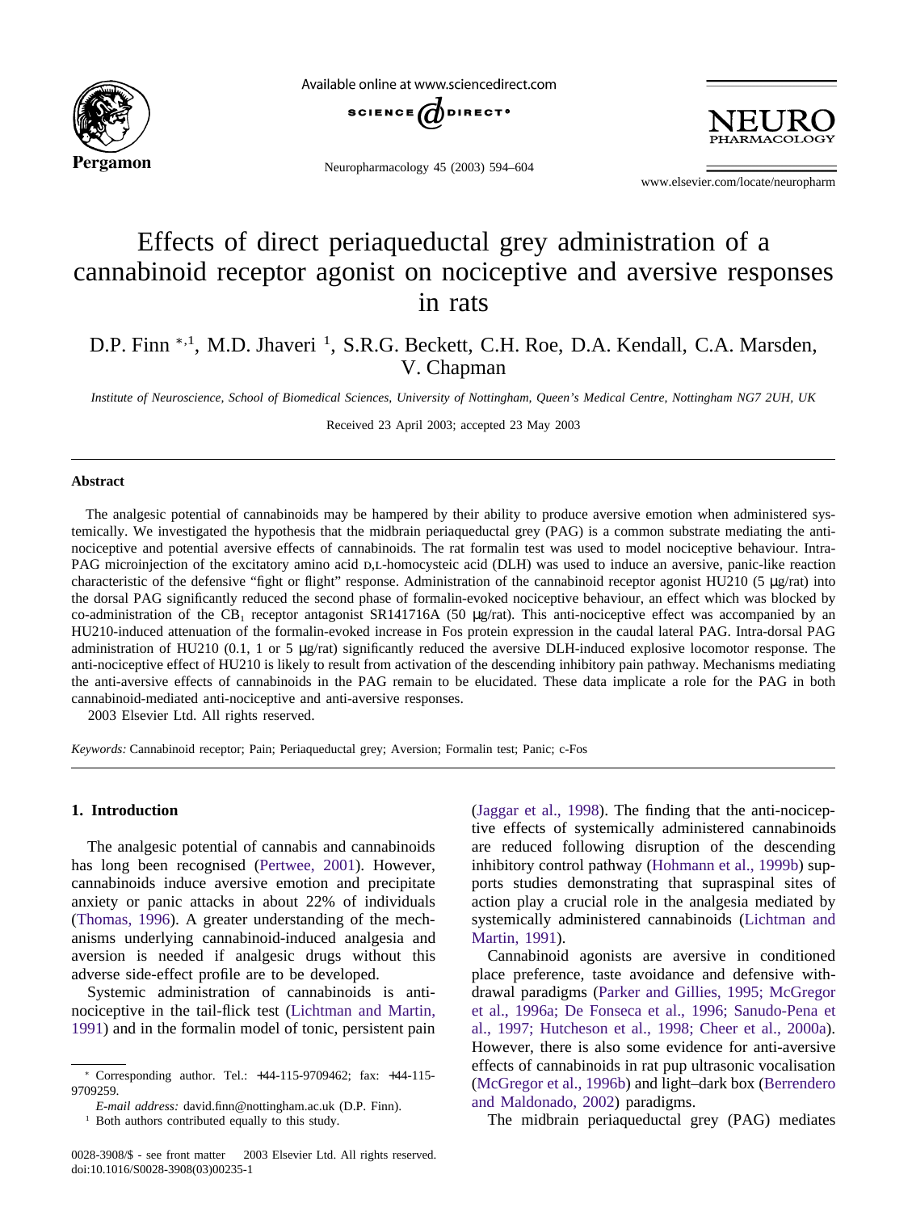# Effects of direct periaqueductal grey administration of a cannabinoid receptor agonist on nociceptive and aversive responses in rats

D.P. Finn [*,1], M.D. Jhaveri [1], S.R.G. Beckett, C.H. Roe, D.A. Kendall, C.A. Marsden, V. Chapman

*Institute of Neuroscience, School of Biomedical Sciences, University of Nottingham, Queen's Medical Centre, Nottingham NG7 2UH, UK*

Received 23 April 2003; accepted 23 May 2003

## Abstract

The analgesic potential of cannabinoids may be hampered by their ability to produce aversive emotion when administered systemically. We investigated the hypothesis that the midbrain periaqueductal grey (PAG) is a common substrate mediating the anti-nociceptive and potential aversive effects of cannabinoids. The rat formalin test was used to model nociceptive behaviour. Intra-PAG microinjection of the excitatory amino acid D,L-homocysteic acid (DLH) was used to induce an aversive, panic-like reaction characteristic of the defensive "fight or flight" response. Administration of the cannabinoid receptor agonist HU210 (5 μg/rat) into the dorsal PAG significantly reduced the second phase of formalin-evoked nociceptive behaviour, an effect which was blocked by co-administration of the $CB_1$ receptor antagonist SR141716A (50 μg/rat). This anti-nociceptive effect was accompanied by an HU210-induced attenuation of the formalin-evoked increase in Fos protein expression in the caudal lateral PAG. Intra-dorsal PAG administration of HU210 (0.1, 1 or 5 μg/rat) significantly reduced the aversive DLH-induced explosive locomotor response. The anti-nociceptive effect of HU210 is likely to result from activation of the descending inhibitory pain pathway. Mechanisms mediating the anti-aversive effects of cannabinoids in the PAG remain to be elucidated. These data implicate a role for the PAG in both cannabinoid-mediated anti-nociceptive and anti-aversive responses.

2003 Elsevier Ltd. All rights reserved.

*Keywords:* Cannabinoid receptor; Pain; Periaqueductal grey; Aversion; Formalin test; Panic; c-Fos

## 1. Introduction

The analgesic potential of cannabis and cannabinoids has long been recognised (Pertwee, 2001). However, cannabinoids induce aversive emotion and precipitate anxiety or panic attacks in about 22% of individuals (Thomas, 1996). A greater understanding of the mechanisms underlying cannabinoid-induced analgesia and aversion is needed if analgesic drugs without this adverse side-effect profile are to be developed.

Systemic administration of cannabinoids is anti-nociceptive in the tail-flick test (Lichtman and Martin, 1991) and in the formalin model of tonic, persistent pain (Jaggar et al., 1998). The finding that the anti-nociceptive effects of systemically administered cannabinoids are reduced following disruption of the descending inhibitory control pathway (Hohmann et al., 1999b) supports studies demonstrating that supraspinal sites of action play a crucial role in the analgesia mediated by systemically administered cannabinoids (Lichtman and Martin, 1991).

Cannabinoid agonists are aversive in conditioned place preference, taste avoidance and defensive withdrawal paradigms (Parker and Gillies, 1995; McGregor et al., 1996a; De Fonseca et al., 1996; Sanudo-Pena et al., 1997; Hutcheson et al., 1998; Cheer et al., 2000a). However, there is also some evidence for anti-aversive effects of cannabinoids in rat pup ultrasonic vocalisation (McGregor et al., 1996b) and light–dark box (Berrendero and Maldonado, 2002) paradigms.

The midbrain periaqueductal grey (PAG) mediates

* Corresponding author. Tel.: +44-115-9709462; fax: +44-115-9709259.

*E-mail address:* david.finn@nottingham.ac.uk (D.P. Finn).

[1] Both authors contributed equally to this study.

0028-3908/$ - see front matter 2003 Elsevier Ltd. All rights reserved.
doi:10.1016/S0028-3908(03)00235-1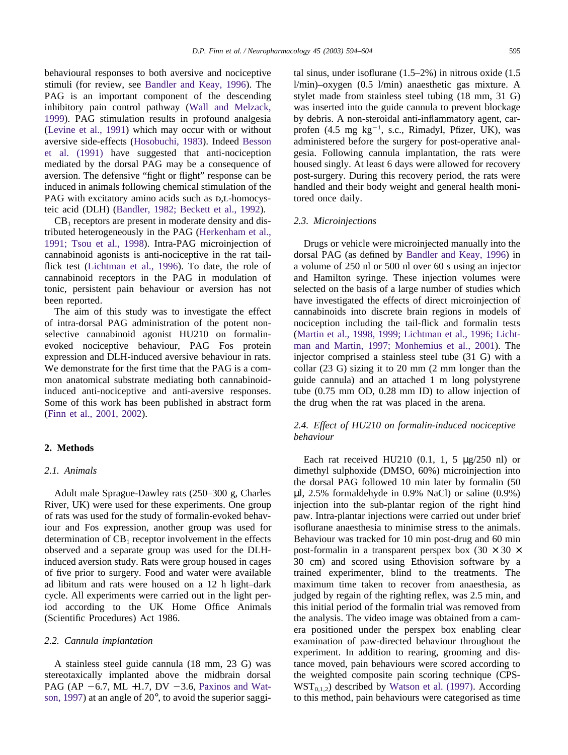behavioural responses to both aversive and nociceptive stimuli (for review, see Bandler and Keay, 1996). The PAG is an important component of the descending inhibitory pain control pathway (Wall and Melzack, 1999). PAG stimulation results in profound analgesia (Levine et al., 1991) which may occur with or without aversive side-effects (Hosobuchi, 1983). Indeed Besson et al. (1991) have suggested that anti-nociception mediated by the dorsal PAG may be a consequence of aversion. The defensive "fight or flight" response can be induced in animals following chemical stimulation of the PAG with excitatory amino acids such as D,L-homocysteic acid (DLH) (Bandler, 1982; Beckett et al., 1992).

$CB_1$ receptors are present in moderate density and distributed heterogeneously in the PAG (Herkenham et al., 1991; Tsou et al., 1998). Intra-PAG microinjection of cannabinoid agonists is anti-nociceptive in the rat tail-flick test (Lichtman et al., 1996). To date, the role of cannabinoid receptors in the PAG in modulation of tonic, persistent pain behaviour or aversion has not been reported.

The aim of this study was to investigate the effect of intra-dorsal PAG administration of the potent non-selective cannabinoid agonist HU210 on formalin-evoked nociceptive behaviour, PAG Fos protein expression and DLH-induced aversive behaviour in rats. We demonstrate for the first time that the PAG is a common anatomical substrate mediating both cannabinoid-induced anti-nociceptive and anti-aversive responses. Some of this work has been published in abstract form (Finn et al., 2001, 2002).

## 2. Methods

### 2.1. Animals

Adult male Sprague-Dawley rats (250–300 g, Charles River, UK) were used for these experiments. One group of rats was used for the study of formalin-evoked behaviour and Fos expression, another group was used for determination of $CB_1$ receptor involvement in the effects observed and a separate group was used for the DLH-induced aversion study. Rats were group housed in cages of five prior to surgery. Food and water were available ad libitum and rats were housed on a 12 h light–dark cycle. All experiments were carried out in the light period according to the UK Home Office Animals (Scientific Procedures) Act 1986.

### 2.2. Cannula implantation

A stainless steel guide cannula (18 mm, 23 G) was stereotaxically implanted above the midbrain dorsal PAG (AP −6.7, ML +1.7, DV −3.6, Paxinos and Watson, 1997) at an angle of 20°, to avoid the superior sagittal sinus, under isoflurane (1.5–2%) in nitrous oxide (1.5 l/min)–oxygen (0.5 l/min) anaesthetic gas mixture. A stylet made from stainless steel tubing (18 mm, 31 G) was inserted into the guide cannula to prevent blockage by debris. A non-steroidal anti-inflammatory agent, carprofen (4.5 mg $kg^{-1}$, s.c., Rimadyl, Pfizer, UK), was administered before the surgery for post-operative analgesia. Following cannula implantation, the rats were housed singly. At least 6 days were allowed for recovery post-surgery. During this recovery period, the rats were handled and their body weight and general health monitored once daily.

### 2.3. Microinjections

Drugs or vehicle were microinjected manually into the dorsal PAG (as defined by Bandler and Keay, 1996) in a volume of 250 nl or 500 nl over 60 s using an injector and Hamilton syringe. These injection volumes were selected on the basis of a large number of studies which have investigated the effects of direct microinjection of cannabinoids into discrete brain regions in models of nociception including the tail-flick and formalin tests (Martin et al., 1998, 1999; Lichtman et al., 1996; Lichtman and Martin, 1997; Monhemius et al., 2001). The injector comprised a stainless steel tube (31 G) with a collar (23 G) sizing it to 20 mm (2 mm longer than the guide cannula) and an attached 1 m long polystyrene tube (0.75 mm OD, 0.28 mm ID) to allow injection of the drug when the rat was placed in the arena.

### 2.4. Effect of HU210 on formalin-induced nociceptive behaviour

Each rat received HU210 (0.1, 1, 5 μg/250 nl) or dimethyl sulphoxide (DMSO, 60%) microinjection into the dorsal PAG followed 10 min later by formalin (50 μl, 2.5% formaldehyde in 0.9% NaCl) or saline (0.9%) injection into the sub-plantar region of the right hind paw. Intra-plantar injections were carried out under brief isoflurane anaesthesia to minimise stress to the animals. Behaviour was tracked for 10 min post-drug and 60 min post-formalin in a transparent perspex box (30 × 30 × 30 cm) and scored using Ethovision software by a trained experimenter, blind to the treatments. The maximum time taken to recover from anaesthesia, as judged by regain of the righting reflex, was 2.5 min, and this initial period of the formalin trial was removed from the analysis. The video image was obtained from a camera positioned under the perspex box enabling clear examination of paw-directed behaviour throughout the experiment. In addition to rearing, grooming and distance moved, pain behaviours were scored according to the weighted composite pain scoring technique (CPS-$WST_{0,1,2}$) described by Watson et al. (1997). According to this method, pain behaviours were categorised as time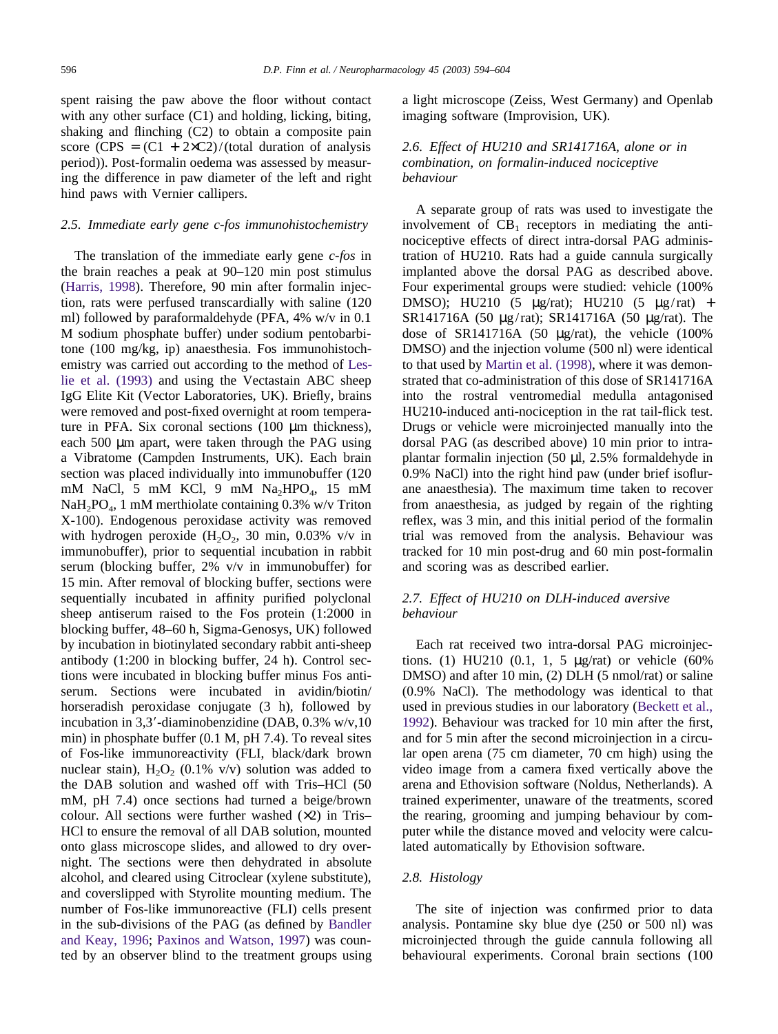spent raising the paw above the floor without contact with any other surface (C1) and holding, licking, biting, shaking and flinching (C2) to obtain a composite pain score (CPS $= (C1 + 2 \times C2)/$(total duration of analysis period)). Post-formalin oedema was assessed by measuring the difference in paw diameter of the left and right hind paws with Vernier callipers.

### 2.5. Immediate early gene c-fos immunohistochemistry

The translation of the immediate early gene *c-fos* in the brain reaches a peak at 90–120 min post stimulus (Harris, 1998). Therefore, 90 min after formalin injection, rats were perfused transcardially with saline (120 ml) followed by paraformaldehyde (PFA, 4% w/v in 0.1 M sodium phosphate buffer) under sodium pentobarbitone (100 mg/kg, ip) anaesthesia. Fos immunohistochemistry was carried out according to the method of Leslie et al. (1993) and using the Vectastain ABC sheep IgG Elite Kit (Vector Laboratories, UK). Briefly, brains were removed and post-fixed overnight at room temperature in PFA. Six coronal sections (100 μm thickness), each 500 μm apart, were taken through the PAG using a Vibratome (Campden Instruments, UK). Each brain section was placed individually into immunobuffer (120 mM NaCl, 5 mM KCl, 9 mM $Na_2HPO_4$, 15 mM $NaH_2PO_4$, 1 mM merthiolate containing 0.3% w/v Triton X-100). Endogenous peroxidase activity was removed with hydrogen peroxide ($H_2O_2$, 30 min, 0.03% v/v in immunobuffer), prior to sequential incubation in rabbit serum (blocking buffer, 2% v/v in immunobuffer) for 15 min. After removal of blocking buffer, sections were sequentially incubated in affinity purified polyclonal sheep antiserum raised to the Fos protein (1:2000 in blocking buffer, 48–60 h, Sigma-Genosys, UK) followed by incubation in biotinylated secondary rabbit anti-sheep antibody (1:200 in blocking buffer, 24 h). Control sections were incubated in blocking buffer minus Fos antiserum. Sections were incubated in avidin/biotin/horseradish peroxidase conjugate (3 h), followed by incubation in 3,3′-diaminobenzidine (DAB, 0.3% w/v,10 min) in phosphate buffer (0.1 M, pH 7.4). To reveal sites of Fos-like immunoreactivity (FLI, black/dark brown nuclear stain), $H_2O_2$ (0.1% v/v) solution was added to the DAB solution and washed off with Tris–HCl (50 mM, pH 7.4) once sections had turned a beige/brown colour. All sections were further washed (×2) in Tris–HCl to ensure the removal of all DAB solution, mounted onto glass microscope slides, and allowed to dry overnight. The sections were then dehydrated in absolute alcohol, and cleared using Citroclear (xylene substitute), and coverslipped with Styrolite mounting medium. The number of Fos-like immunoreactive (FLI) cells present in the sub-divisions of the PAG (as defined by Bandler and Keay, 1996; Paxinos and Watson, 1997) was counted by an observer blind to the treatment groups using a light microscope (Zeiss, West Germany) and Openlab imaging software (Improvision, UK).

### 2.6. Effect of HU210 and SR141716A, alone or in combination, on formalin-induced nociceptive behaviour

A separate group of rats was used to investigate the involvement of $CB_1$ receptors in mediating the antinociceptive effects of direct intra-dorsal PAG administration of HU210. Rats had a guide cannula surgically implanted above the dorsal PAG as described above. Four experimental groups were studied: vehicle (100% DMSO); HU210 (5 μg/rat); HU210 (5 μg/rat) + SR141716A (50 μg/rat); SR141716A (50 μg/rat). The dose of SR141716A (50 μg/rat), the vehicle (100% DMSO) and the injection volume (500 nl) were identical to that used by Martin et al. (1998), where it was demonstrated that co-administration of this dose of SR141716A into the rostral ventromedial medulla antagonised HU210-induced anti-nociception in the rat tail-flick test. Drugs or vehicle were microinjected manually into the dorsal PAG (as described above) 10 min prior to intraplantar formalin injection (50 μl, 2.5% formaldehyde in 0.9% NaCl) into the right hind paw (under brief isoflurane anaesthesia). The maximum time taken to recover from anaesthesia, as judged by regain of the righting reflex, was 3 min, and this initial period of the formalin trial was removed from the analysis. Behaviour was tracked for 10 min post-drug and 60 min post-formalin and scoring was as described earlier.

### 2.7. Effect of HU210 on DLH-induced aversive behaviour

Each rat received two intra-dorsal PAG microinjections. (1) HU210 (0.1, 1, 5 μg/rat) or vehicle (60% DMSO) and after 10 min, (2) DLH (5 nmol/rat) or saline (0.9% NaCl). The methodology was identical to that used in previous studies in our laboratory (Beckett et al., 1992). Behaviour was tracked for 10 min after the first, and for 5 min after the second microinjection in a circular open arena (75 cm diameter, 70 cm high) using the video image from a camera fixed vertically above the arena and Ethovision software (Noldus, Netherlands). A trained experimenter, unaware of the treatments, scored the rearing, grooming and jumping behaviour by computer while the distance moved and velocity were calculated automatically by Ethovision software.

### 2.8. Histology

The site of injection was confirmed prior to data analysis. Pontamine sky blue dye (250 or 500 nl) was microinjected through the guide cannula following all behavioural experiments. Coronal brain sections (100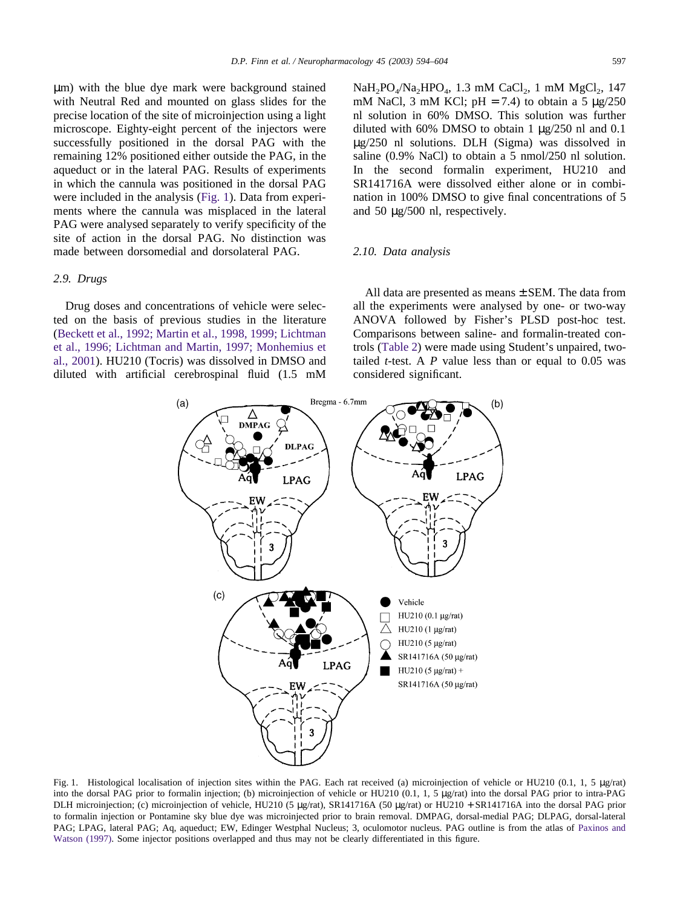μm) with the blue dye mark were background stained with Neutral Red and mounted on glass slides for the precise location of the site of microinjection using a light microscope. Eighty-eight percent of the injectors were successfully positioned in the dorsal PAG with the remaining 12% positioned either outside the PAG, in the aqueduct or in the lateral PAG. Results of experiments in which the cannula was positioned in the dorsal PAG were included in the analysis (Fig. 1). Data from experiments where the cannula was misplaced in the lateral PAG were analysed separately to verify specificity of the site of action in the dorsal PAG. No distinction was made between dorsomedial and dorsolateral PAG.

### 2.9. Drugs

Drug doses and concentrations of vehicle were selected on the basis of previous studies in the literature (Beckett et al., 1992; Martin et al., 1998, 1999; Lichtman et al., 1996; Lichtman and Martin, 1997; Monhemius et al., 2001). HU210 (Tocris) was dissolved in DMSO and diluted with artificial cerebrospinal fluid (1.5 mM $NaH_2PO_4$/$Na_2HPO_4$, 1.3 mM $CaCl_2$, 1 mM $MgCl_2$, 147 mM NaCl, 3 mM KCl; pH = 7.4) to obtain a 5 μg/250 nl solution in 60% DMSO. This solution was further diluted with 60% DMSO to obtain 1 μg/250 nl and 0.1 μg/250 nl solutions. DLH (Sigma) was dissolved in saline (0.9% NaCl) to obtain a 5 nmol/250 nl solution. In the second formalin experiment, HU210 and SR141716A were dissolved either alone or in combination in 100% DMSO to give final concentrations of 5 and 50 μg/500 nl, respectively.

### 2.10. Data analysis

All data are presented as means ± SEM. The data from all the experiments were analysed by one- or two-way ANOVA followed by Fisher's PLSD post-hoc test. Comparisons between saline- and formalin-treated controls (Table 2) were made using Student's unpaired, two-tailed *t*-test. A *P* value less than or equal to 0.05 was considered significant.

Fig. 1. Histological localisation of injection sites within the PAG. Each rat received (a) microinjection of vehicle or HU210 (0.1, 1, 5 μg/rat) into the dorsal PAG prior to formalin injection; (b) microinjection of vehicle or HU210 (0.1, 1, 5 μg/rat) into the dorsal PAG prior to intra-PAG DLH microinjection; (c) microinjection of vehicle, HU210 (5 μg/rat), SR141716A (50 μg/rat) or HU210 + SR141716A into the dorsal PAG prior to formalin injection or Pontamine sky blue dye was microinjected prior to brain removal. DMPAG, dorsal-medial PAG; DLPAG, dorsal-lateral PAG; LPAG, lateral PAG; Aq, aqueduct; EW, Edinger Westphal Nucleus; 3, oculomotor nucleus. PAG outline is from the atlas of Paxinos and Watson (1997). Some injector positions overlapped and thus may not be clearly differentiated in this figure.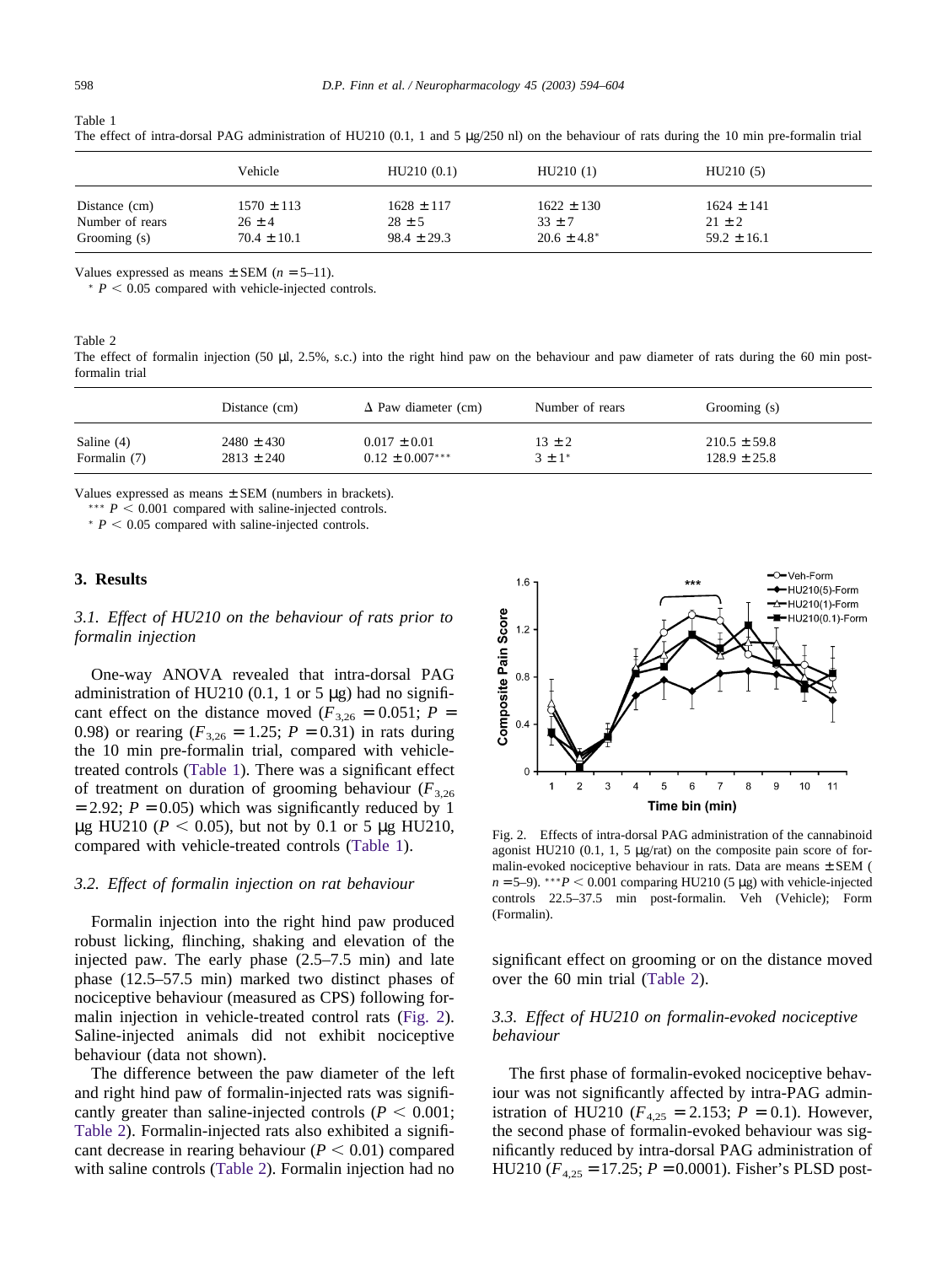Table 1
The effect of intra-dorsal PAG administration of HU210 (0.1, 1 and 5 μg/250 nl) on the behaviour of rats during the 10 min pre-formalin trial

| | Vehicle | HU210 (0.1) | HU210 (1) | HU210 (5) |
|---|---|---|---|---|
| Distance (cm) | 1570 ± 113 | 1628 ± 117 | 1622 ± 130 | 1624 ± 141 |
| Number of rears | 26 ± 4 | 28 ± 5 | 33 ± 7 | 21 ± 2 |
| Grooming (s) | 70.4 ± 10.1 | 98.4 ± 29.3 | 20.6 ± 4.8* | 59.2 ± 16.1 |

Values expressed as means ± SEM ($n = 5$–11).
* $P < 0.05$ compared with vehicle-injected controls.

Table 2
The effect of formalin injection (50 μl, 2.5%, s.c.) into the right hind paw on the behaviour and paw diameter of rats during the 60 min post-formalin trial

| | Distance (cm) | Δ Paw diameter (cm) | Number of rears | Grooming (s) |
|---|---|---|---|---|
| Saline (4) | 2480 ± 430 | 0.017 ± 0.01 | 13 ± 2 | 210.5 ± 59.8 |
| Formalin (7) | 2813 ± 240 | 0.12 ± 0.007*** | 3 ± 1* | 128.9 ± 25.8 |

Values expressed as means ± SEM (numbers in brackets).
*** $P < 0.001$ compared with saline-injected controls.
* $P < 0.05$ compared with saline-injected controls.

## 3. Results

### 3.1. Effect of HU210 on the behaviour of rats prior to formalin injection

One-way ANOVA revealed that intra-dorsal PAG administration of HU210 (0.1, 1 or 5 μg) had no significant effect on the distance moved ($F_{3,26} = 0.051$; $P = 0.98$) or rearing ($F_{3,26} = 1.25$; $P = 0.31$) in rats during the 10 min pre-formalin trial, compared with vehicle-treated controls (Table 1). There was a significant effect of treatment on duration of grooming behaviour ($F_{3,26} = 2.92$; $P = 0.05$) which was significantly reduced by 1 μg HU210 ($P < 0.05$), but not by 0.1 or 5 μg HU210, compared with vehicle-treated controls (Table 1).

### 3.2. Effect of formalin injection on rat behaviour

Formalin injection into the right hind paw produced robust licking, flinching, shaking and elevation of the injected paw. The early phase (2.5–7.5 min) and late phase (12.5–57.5 min) marked two distinct phases of nociceptive behaviour (measured as CPS) following formalin injection in vehicle-treated control rats (Fig. 2). Saline-injected animals did not exhibit nociceptive behaviour (data not shown).

The difference between the paw diameter of the left and right hind paw of formalin-injected rats was significantly greater than saline-injected controls ($P < 0.001$; Table 2). Formalin-injected rats also exhibited a significant decrease in rearing behaviour ($P < 0.01$) compared with saline controls (Table 2). Formalin injection had no significant effect on grooming or on the distance moved over the 60 min trial (Table 2).

Fig. 2. Effects of intra-dorsal PAG administration of the cannabinoid agonist HU210 (0.1, 1, 5 μg/rat) on the composite pain score of formalin-evoked nociceptive behaviour in rats. Data are means ± SEM ($n = 5$–9). *** $P < 0.001$ comparing HU210 (5 μg) with vehicle-injected controls 22.5–37.5 min post-formalin. Veh (Vehicle); Form (Formalin).

### 3.3. Effect of HU210 on formalin-evoked nociceptive behaviour

The first phase of formalin-evoked nociceptive behaviour was not significantly affected by intra-PAG administration of HU210 ($F_{4,25} = 2.153$; $P = 0.1$). However, the second phase of formalin-evoked behaviour was significantly reduced by intra-dorsal PAG administration of HU210 ($F_{4,25} = 17.25$; $P = 0.0001$). Fisher's PLSD post-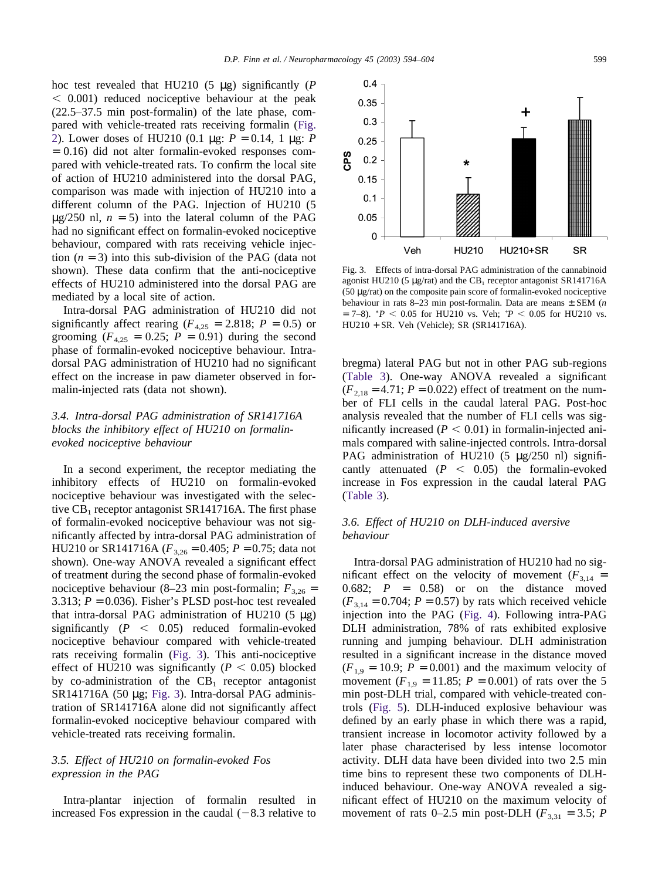hoc test revealed that HU210 (5 μg) significantly ($P < 0.001$) reduced nociceptive behaviour at the peak (22.5–37.5 min post-formalin) of the late phase, compared with vehicle-treated rats receiving formalin (Fig. 2). Lower doses of HU210 (0.1 μg: $P = 0.14$, 1 μg: $P = 0.16$) did not alter formalin-evoked responses compared with vehicle-treated rats. To confirm the local site of action of HU210 administered into the dorsal PAG, comparison was made with injection of HU210 into a different column of the PAG. Injection of HU210 (5 μg/250 nl, $n = 5$) into the lateral column of the PAG had no significant effect on formalin-evoked nociceptive behaviour, compared with rats receiving vehicle injection ($n = 3$) into this sub-division of the PAG (data not shown). These data confirm that the anti-nociceptive effects of HU210 administered into the dorsal PAG are mediated by a local site of action.

Intra-dorsal PAG administration of HU210 did not significantly affect rearing ($F_{4,25} = 2.818$; $P = 0.5$) or grooming ($F_{4,25} = 0.25$; $P = 0.91$) during the second phase of formalin-evoked nociceptive behaviour. Intra-dorsal PAG administration of HU210 had no significant effect on the increase in paw diameter observed in formalin-injected rats (data not shown).

### 3.4. Intra-dorsal PAG administration of SR141716A blocks the inhibitory effect of HU210 on formalin-evoked nociceptive behaviour

In a second experiment, the receptor mediating the inhibitory effects of HU210 on formalin-evoked nociceptive behaviour was investigated with the selective $CB_1$ receptor antagonist SR141716A. The first phase of formalin-evoked nociceptive behaviour was not significantly affected by intra-dorsal PAG administration of HU210 or SR141716A ($F_{3,26} = 0.405$; $P = 0.75$; data not shown). One-way ANOVA revealed a significant effect of treatment during the second phase of formalin-evoked nociceptive behaviour (8–23 min post-formalin; $F_{3,26} = 3.313$; $P = 0.036$). Fisher's PLSD post-hoc test revealed that intra-dorsal PAG administration of HU210 (5 μg) significantly ($P < 0.05$) reduced formalin-evoked nociceptive behaviour compared with vehicle-treated rats receiving formalin (Fig. 3). This anti-nociceptive effect of HU210 was significantly ($P < 0.05$) blocked by co-administration of the $CB_1$ receptor antagonist SR141716A (50 μg; Fig. 3). Intra-dorsal PAG administration of SR141716A alone did not significantly affect formalin-evoked nociceptive behaviour compared with vehicle-treated rats receiving formalin.

Fig. 3. Effects of intra-dorsal PAG administration of the cannabinoid agonist HU210 (5 μg/rat) and the $CB_1$ receptor antagonist SR141716A (50 μg/rat) on the composite pain score of formalin-evoked nociceptive behaviour in rats 8–23 min post-formalin. Data are means ± SEM ($n = 7$–8). * $P < 0.05$ for HU210 vs. Veh; + $P < 0.05$ for HU210 vs. HU210 + SR. Veh (Vehicle); SR (SR141716A).

### 3.5. Effect of HU210 on formalin-evoked Fos expression in the PAG

Intra-plantar injection of formalin resulted in increased Fos expression in the caudal (−8.3 relative to bregma) lateral PAG but not in other PAG sub-regions (Table 3). One-way ANOVA revealed a significant ($F_{2,18} = 4.71$; $P = 0.022$) effect of treatment on the number of FLI cells in the caudal lateral PAG. Post-hoc analysis revealed that the number of FLI cells was significantly increased ($P < 0.01$) in formalin-injected animals compared with saline-injected controls. Intra-dorsal PAG administration of HU210 (5 μg/250 nl) significantly attenuated ($P < 0.05$) the formalin-evoked increase in Fos expression in the caudal lateral PAG (Table 3).

### 3.6. Effect of HU210 on DLH-induced aversive behaviour

Intra-dorsal PAG administration of HU210 had no significant effect on the velocity of movement ($F_{3,14} = 0.682$; $P = 0.58$) or on the distance moved ($F_{3,14} = 0.704$; $P = 0.57$) by rats which received vehicle injection into the PAG (Fig. 4). Following intra-PAG DLH administration, 78% of rats exhibited explosive running and jumping behaviour. DLH administration resulted in a significant increase in the distance moved ($F_{1,9} = 10.9$; $P = 0.001$) and the maximum velocity of movement ($F_{1,9} = 11.85$; $P = 0.001$) of rats over the 5 min post-DLH trial, compared with vehicle-treated controls (Fig. 5). DLH-induced explosive behaviour was defined by an early phase in which there was a rapid, transient increase in locomotor activity followed by a later phase characterised by less intense locomotor activity. DLH data have been divided into two 2.5 min time bins to represent these two components of DLH-induced behaviour. One-way ANOVA revealed a significant effect of HU210 on the maximum velocity of movement of rats 0–2.5 min post-DLH ($F_{3,31} = 3.5$; $P$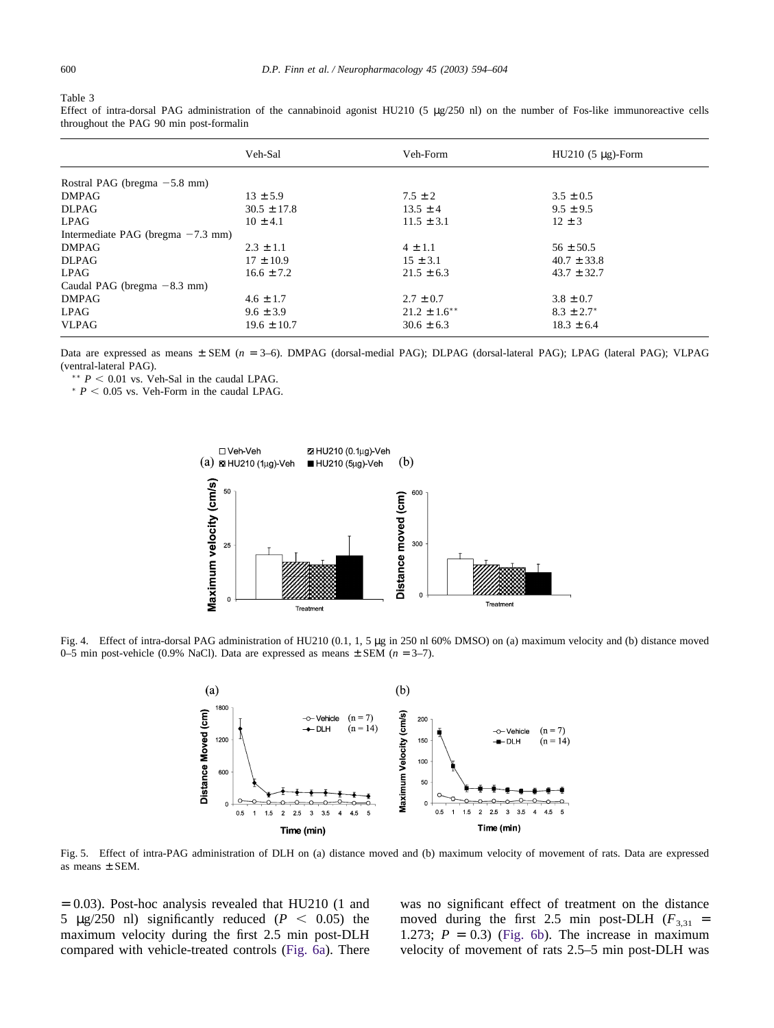Table 3

Effect of intra-dorsal PAG administration of the cannabinoid agonist HU210 (5 μg/250 nl) on the number of Fos-like immunoreactive cells throughout the PAG 90 min post-formalin

| | Veh-Sal | Veh-Form | HU210 (5 μg)-Form |
|---|---|---|---|
| Rostral PAG (bregma −5.8 mm) | | | |
| DMPAG | 13 ± 5.9 | 7.5 ± 2 | 3.5 ± 0.5 |
| DLPAG | 30.5 ± 17.8 | 13.5 ± 4 | 9.5 ± 9.5 |
| LPAG | 10 ± 4.1 | 11.5 ± 3.1 | 12 ± 3 |
| Intermediate PAG (bregma −7.3 mm) | | | |
| DMPAG | 2.3 ± 1.1 | 4 ± 1.1 | 56 ± 50.5 |
| DLPAG | 17 ± 10.9 | 15 ± 3.1 | 40.7 ± 33.8 |
| LPAG | 16.6 ± 7.2 | 21.5 ± 6.3 | 43.7 ± 32.7 |
| Caudal PAG (bregma −8.3 mm) | | | |
| DMPAG | 4.6 ± 1.7 | 2.7 ± 0.7 | 3.8 ± 0.7 |
| LPAG | 9.6 ± 3.9 | 21.2 ± 1.6** | 8.3 ± 2.7* |
| VLPAG | 19.6 ± 10.7 | 30.6 ± 6.3 | 18.3 ± 6.4 |

Data are expressed as means ± SEM ($n$ = 3–6). DMPAG (dorsal-medial PAG); DLPAG (dorsal-lateral PAG); LPAG (lateral PAG); VLPAG (ventral-lateral PAG).

** $P < 0.01$ vs. Veh-Sal in the caudal LPAG.

* $P < 0.05$ vs. Veh-Form in the caudal LPAG.

Fig. 4. Effect of intra-dorsal PAG administration of HU210 (0.1, 1, 5 μg in 250 nl 60% DMSO) on (a) maximum velocity and (b) distance moved 0–5 min post-vehicle (0.9% NaCl). Data are expressed as means ± SEM ($n$ = 3–7).

Fig. 5. Effect of intra-PAG administration of DLH on (a) distance moved and (b) maximum velocity of movement of rats. Data are expressed as means ± SEM.

= 0.03). Post-hoc analysis revealed that HU210 (1 and 5 μg/250 nl) significantly reduced ($P < 0.05$) the maximum velocity during the first 2.5 min post-DLH compared with vehicle-treated controls (Fig. 6a). There was no significant effect of treatment on the distance moved during the first 2.5 min post-DLH ($F_{3,31}$ = 1.273; $P$ = 0.3) (Fig. 6b). The increase in maximum velocity of movement of rats 2.5–5 min post-DLH was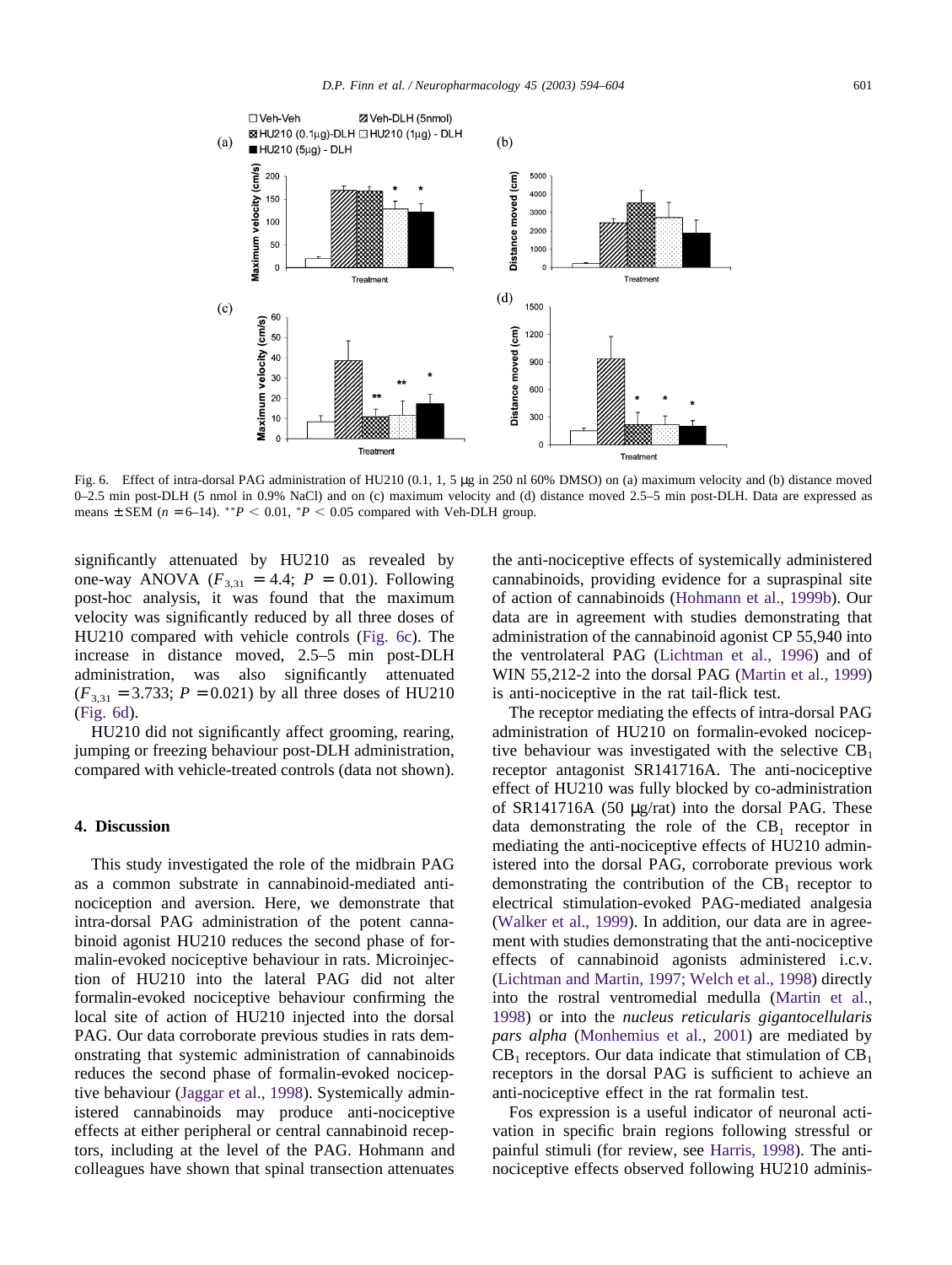Fig. 6. Effect of intra-dorsal PAG administration of HU210 (0.1, 1, 5 μg in 250 nl 60% DMSO) on (a) maximum velocity and (b) distance moved 0–2.5 min post-DLH (5 nmol in 0.9% NaCl) and on (c) maximum velocity and (d) distance moved 2.5–5 min post-DLH. Data are expressed as means ± SEM ($n = 6$–14). $^{**}P < 0.01$, $^{*}P < 0.05$ compared with Veh-DLH group.

significantly attenuated by HU210 as revealed by one-way ANOVA ($F_{3,31} = 4.4$; $P = 0.01$). Following post-hoc analysis, it was found that the maximum velocity was significantly reduced by all three doses of HU210 compared with vehicle controls (Fig. 6c). The increase in distance moved, 2.5–5 min post-DLH administration, was also significantly attenuated ($F_{3,31} = 3.733$; $P = 0.021$) by all three doses of HU210 (Fig. 6d).

HU210 did not significantly affect grooming, rearing, jumping or freezing behaviour post-DLH administration, compared with vehicle-treated controls (data not shown).

## 4. Discussion

This study investigated the role of the midbrain PAG as a common substrate in cannabinoid-mediated anti-nociception and aversion. Here, we demonstrate that intra-dorsal PAG administration of the potent cannabinoid agonist HU210 reduces the second phase of formalin-evoked nociceptive behaviour in rats. Microinjection of HU210 into the lateral PAG did not alter formalin-evoked nociceptive behaviour confirming the local site of action of HU210 injected into the dorsal PAG. Our data corroborate previous studies in rats demonstrating that systemic administration of cannabinoids reduces the second phase of formalin-evoked nociceptive behaviour (Jaggar et al., 1998). Systemically administered cannabinoids may produce anti-nociceptive effects at either peripheral or central cannabinoid receptors, including at the level of the PAG. Hohmann and colleagues have shown that spinal transection attenuates the anti-nociceptive effects of systemically administered cannabinoids, providing evidence for a supraspinal site of action of cannabinoids (Hohmann et al., 1999b). Our data are in agreement with studies demonstrating that administration of the cannabinoid agonist CP 55,940 into the ventrolateral PAG (Lichtman et al., 1996) and of WIN 55,212-2 into the dorsal PAG (Martin et al., 1999) is anti-nociceptive in the rat tail-flick test.

The receptor mediating the effects of intra-dorsal PAG administration of HU210 on formalin-evoked nociceptive behaviour was investigated with the selective $CB_1$ receptor antagonist SR141716A. The anti-nociceptive effect of HU210 was fully blocked by co-administration of SR141716A (50 μg/rat) into the dorsal PAG. These data demonstrating the role of the $CB_1$ receptor in mediating the anti-nociceptive effects of HU210 administered into the dorsal PAG, corroborate previous work demonstrating the contribution of the $CB_1$ receptor to electrical stimulation-evoked PAG-mediated analgesia (Walker et al., 1999). In addition, our data are in agreement with studies demonstrating that the anti-nociceptive effects of cannabinoid agonists administered i.c.v. (Lichtman and Martin, 1997; Welch et al., 1998) directly into the rostral ventromedial medulla (Martin et al., 1998) or into the *nucleus reticularis gigantocellularis pars alpha* (Monhemius et al., 2001) are mediated by $CB_1$ receptors. Our data indicate that stimulation of $CB_1$ receptors in the dorsal PAG is sufficient to achieve an anti-nociceptive effect in the rat formalin test.

Fos expression is a useful indicator of neuronal activation in specific brain regions following stressful or painful stimuli (for review, see Harris, 1998). The anti-nociceptive effects observed following HU210 adminis-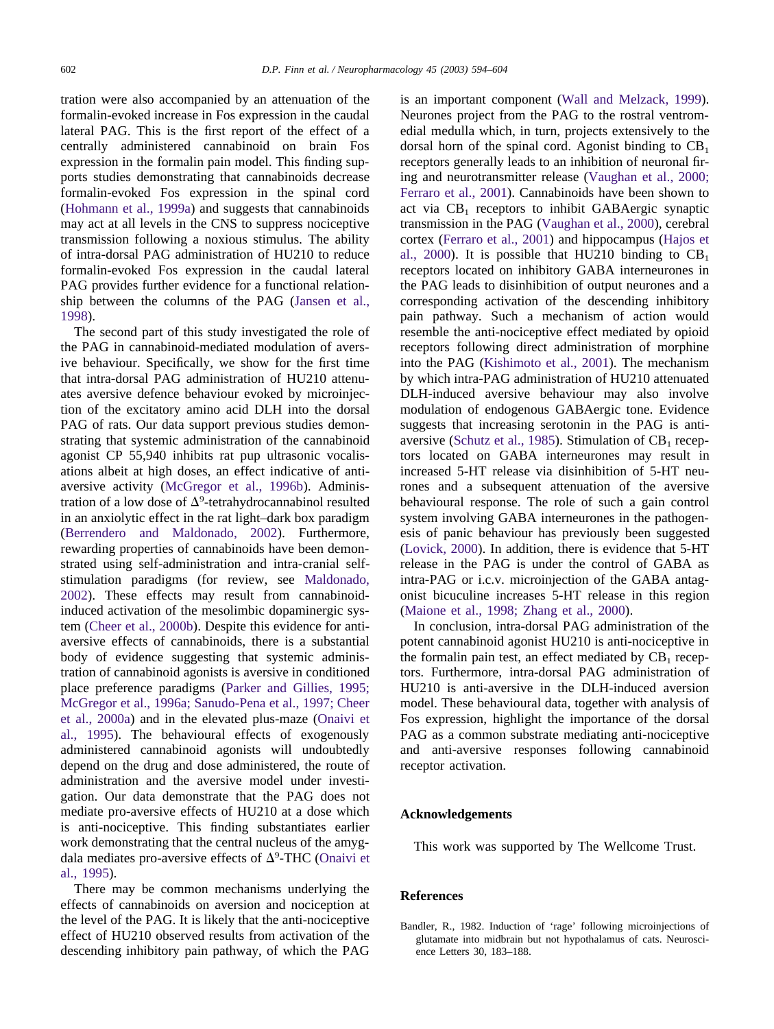tration were also accompanied by an attenuation of the formalin-evoked increase in Fos expression in the caudal lateral PAG. This is the first report of the effect of a centrally administered cannabinoid on brain Fos expression in the formalin pain model. This finding supports studies demonstrating that cannabinoids decrease formalin-evoked Fos expression in the spinal cord (Hohmann et al., 1999a) and suggests that cannabinoids may act at all levels in the CNS to suppress nociceptive transmission following a noxious stimulus. The ability of intra-dorsal PAG administration of HU210 to reduce formalin-evoked Fos expression in the caudal lateral PAG provides further evidence for a functional relationship between the columns of the PAG (Jansen et al., 1998).

The second part of this study investigated the role of the PAG in cannabinoid-mediated modulation of aversive behaviour. Specifically, we show for the first time that intra-dorsal PAG administration of HU210 attenuates aversive defence behaviour evoked by microinjection of the excitatory amino acid DLH into the dorsal PAG of rats. Our data support previous studies demonstrating that systemic administration of the cannabinoid agonist CP 55,940 inhibits rat pup ultrasonic vocalisations albeit at high doses, an effect indicative of anti-aversive activity (McGregor et al., 1996b). Administration of a low dose of $\Delta^9$-tetrahydrocannabinol resulted in an anxiolytic effect in the rat light–dark box paradigm (Berrendero and Maldonado, 2002). Furthermore, rewarding properties of cannabinoids have been demonstrated using self-administration and intra-cranial self-stimulation paradigms (for review, see Maldonado, 2002). These effects may result from cannabinoid-induced activation of the mesolimbic dopaminergic system (Cheer et al., 2000b). Despite this evidence for anti-aversive effects of cannabinoids, there is a substantial body of evidence suggesting that systemic administration of cannabinoid agonists is aversive in conditioned place preference paradigms (Parker and Gillies, 1995; McGregor et al., 1996a; Sanudo-Pena et al., 1997; Cheer et al., 2000a) and in the elevated plus-maze (Onaivi et al., 1995). The behavioural effects of exogenously administered cannabinoid agonists will undoubtedly depend on the drug and dose administered, the route of administration and the aversive model under investigation. Our data demonstrate that the PAG does not mediate pro-aversive effects of HU210 at a dose which is anti-nociceptive. This finding substantiates earlier work demonstrating that the central nucleus of the amygdala mediates pro-aversive effects of $\Delta^9$-THC (Onaivi et al., 1995).

There may be common mechanisms underlying the effects of cannabinoids on aversion and nociception at the level of the PAG. It is likely that the anti-nociceptive effect of HU210 observed results from activation of the descending inhibitory pain pathway, of which the PAG is an important component (Wall and Melzack, 1999). Neurones project from the PAG to the rostral ventromedial medulla which, in turn, projects extensively to the dorsal horn of the spinal cord. Agonist binding to $CB_1$ receptors generally leads to an inhibition of neuronal firing and neurotransmitter release (Vaughan et al., 2000; Ferraro et al., 2001). Cannabinoids have been shown to act via $CB_1$ receptors to inhibit GABAergic synaptic transmission in the PAG (Vaughan et al., 2000), cerebral cortex (Ferraro et al., 2001) and hippocampus (Hajos et al., 2000). It is possible that HU210 binding to $CB_1$ receptors located on inhibitory GABA interneurones in the PAG leads to disinhibition of output neurones and a corresponding activation of the descending inhibitory pain pathway. Such a mechanism of action would resemble the anti-nociceptive effect mediated by opioid receptors following direct administration of morphine into the PAG (Kishimoto et al., 2001). The mechanism by which intra-PAG administration of HU210 attenuated DLH-induced aversive behaviour may also involve modulation of endogenous GABAergic tone. Evidence suggests that increasing serotonin in the PAG is anti-aversive (Schutz et al., 1985). Stimulation of $CB_1$ receptors located on GABA interneurones may result in increased 5-HT release via disinhibition of 5-HT neurones and a subsequent attenuation of the aversive behavioural response. The role of such a gain control system involving GABA interneurones in the pathogenesis of panic behaviour has previously been suggested (Lovick, 2000). In addition, there is evidence that 5-HT release in the PAG is under the control of GABA as intra-PAG or i.c.v. microinjection of the GABA antagonist bicuculine increases 5-HT release in this region (Maione et al., 1998; Zhang et al., 2000).

In conclusion, intra-dorsal PAG administration of the potent cannabinoid agonist HU210 is anti-nociceptive in the formalin pain test, an effect mediated by $CB_1$ receptors. Furthermore, intra-dorsal PAG administration of HU210 is anti-aversive in the DLH-induced aversion model. These behavioural data, together with analysis of Fos expression, highlight the importance of the dorsal PAG as a common substrate mediating anti-nociceptive and anti-aversive responses following cannabinoid receptor activation.

## Acknowledgements

This work was supported by The Wellcome Trust.

## References

Bandler, R., 1982. Induction of 'rage' following microinjections of glutamate into midbrain but not hypothalamus of cats. Neuroscience Letters 30, 183–188.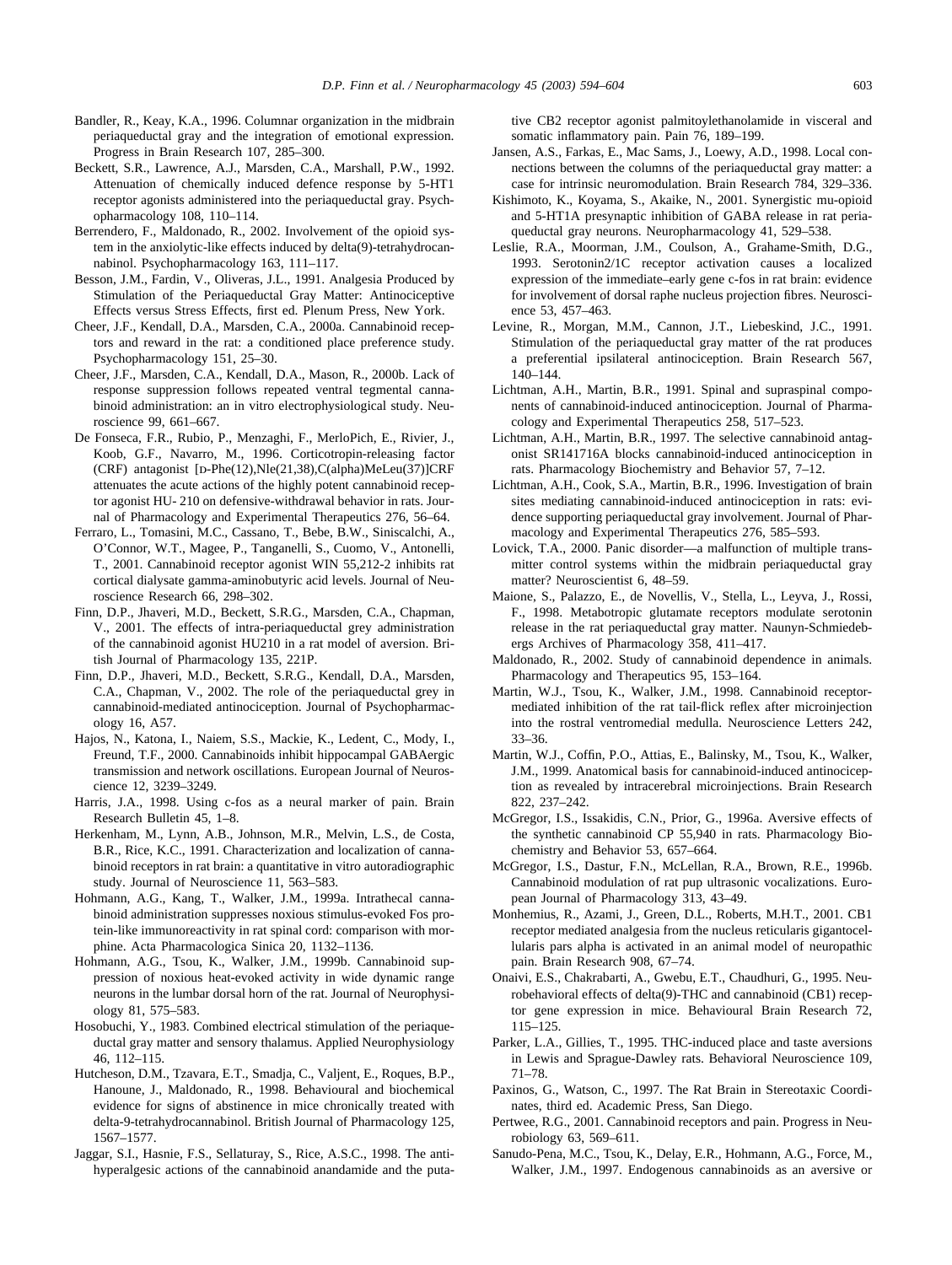Bandler, R., Keay, K.A., 1996. Columnar organization in the midbrain periaqueductal gray and the integration of emotional expression. Progress in Brain Research 107, 285–300.

Beckett, S.R., Lawrence, A.J., Marsden, C.A., Marshall, P.W., 1992. Attenuation of chemically induced defence response by 5-HT1 receptor agonists administered into the periaqueductal gray. Psychopharmacology 108, 110–114.

Berrendero, F., Maldonado, R., 2002. Involvement of the opioid system in the anxiolytic-like effects induced by delta(9)-tetrahydrocannabinol. Psychopharmacology 163, 111–117.

Besson, J.M., Fardin, V., Oliveras, J.L., 1991. Analgesia Produced by Stimulation of the Periaqueductal Gray Matter: Antinociceptive Effects versus Stress Effects, first ed. Plenum Press, New York.

Cheer, J.F., Kendall, D.A., Marsden, C.A., 2000a. Cannabinoid receptors and reward in the rat: a conditioned place preference study. Psychopharmacology 151, 25–30.

Cheer, J.F., Marsden, C.A., Kendall, D.A., Mason, R., 2000b. Lack of response suppression follows repeated ventral tegmental cannabinoid administration: an in vitro electrophysiological study. Neuroscience 99, 661–667.

De Fonseca, F.R., Rubio, P., Menzaghi, F., MerloPich, E., Rivier, J., Koob, G.F., Navarro, M., 1996. Corticotropin-releasing factor (CRF) antagonist [D-Phe(12),Nle(21,38),C(alpha)MeLeu(37)]CRF attenuates the acute actions of the highly potent cannabinoid receptor agonist HU- 210 on defensive-withdrawal behavior in rats. Journal of Pharmacology and Experimental Therapeutics 276, 56–64.

Ferraro, L., Tomasini, M.C., Cassano, T., Bebe, B.W., Siniscalchi, A., O'Connor, W.T., Magee, P., Tanganelli, S., Cuomo, V., Antonelli, T., 2001. Cannabinoid receptor agonist WIN 55,212-2 inhibits rat cortical dialysate gamma-aminobutyric acid levels. Journal of Neuroscience Research 66, 298–302.

Finn, D.P., Jhaveri, M.D., Beckett, S.R.G., Marsden, C.A., Chapman, V., 2001. The effects of intra-periaqueductal grey administration of the cannabinoid agonist HU210 in a rat model of aversion. British Journal of Pharmacology 135, 221P.

Finn, D.P., Jhaveri, M.D., Beckett, S.R.G., Kendall, D.A., Marsden, C.A., Chapman, V., 2002. The role of the periaqueductal grey in cannabinoid-mediated antinociception. Journal of Psychopharmacology 16, A57.

Hajos, N., Katona, I., Naiem, S.S., Mackie, K., Ledent, C., Mody, I., Freund, T.F., 2000. Cannabinoids inhibit hippocampal GABAergic transmission and network oscillations. European Journal of Neuroscience 12, 3239–3249.

Harris, J.A., 1998. Using c-fos as a neural marker of pain. Brain Research Bulletin 45, 1–8.

Herkenham, M., Lynn, A.B., Johnson, M.R., Melvin, L.S., de Costa, B.R., Rice, K.C., 1991. Characterization and localization of cannabinoid receptors in rat brain: a quantitative in vitro autoradiographic study. Journal of Neuroscience 11, 563–583.

Hohmann, A.G., Kang, T., Walker, J.M., 1999a. Intrathecal cannabinoid administration suppresses noxious stimulus-evoked Fos protein-like immunoreactivity in rat spinal cord: comparison with morphine. Acta Pharmacologica Sinica 20, 1132–1136.

Hohmann, A.G., Tsou, K., Walker, J.M., 1999b. Cannabinoid suppression of noxious heat-evoked activity in wide dynamic range neurons in the lumbar dorsal horn of the rat. Journal of Neurophysiology 81, 575–583.

Hosobuchi, Y., 1983. Combined electrical stimulation of the periaqueductal gray matter and sensory thalamus. Applied Neurophysiology 46, 112–115.

Hutcheson, D.M., Tzavara, E.T., Smadja, C., Valjent, E., Roques, B.P., Hanoune, J., Maldonado, R., 1998. Behavioural and biochemical evidence for signs of abstinence in mice chronically treated with delta-9-tetrahydrocannabinol. British Journal of Pharmacology 125, 1567–1577.

Jaggar, S.I., Hasnie, F.S., Sellaturay, S., Rice, A.S.C., 1998. The anti-hyperalgesic actions of the cannabinoid anandamide and the putative CB2 receptor agonist palmitoylethanolamide in visceral and somatic inflammatory pain. Pain 76, 189–199.

Jansen, A.S., Farkas, E., Mac Sams, J., Loewy, A.D., 1998. Local connections between the columns of the periaqueductal gray matter: a case for intrinsic neuromodulation. Brain Research 784, 329–336.

Kishimoto, K., Koyama, S., Akaike, N., 2001. Synergistic mu-opioid and 5-HT1A presynaptic inhibition of GABA release in rat periaqueductal gray neurons. Neuropharmacology 41, 529–538.

Leslie, R.A., Moorman, J.M., Coulson, A., Grahame-Smith, D.G., 1993. Serotonin2/1C receptor activation causes a localized expression of the immediate–early gene c-fos in rat brain: evidence for involvement of dorsal raphe nucleus projection fibres. Neuroscience 53, 457–463.

Levine, R., Morgan, M.M., Cannon, J.T., Liebeskind, J.C., 1991. Stimulation of the periaqueductal gray matter of the rat produces a preferential ipsilateral antinociception. Brain Research 567, 140–144.

Lichtman, A.H., Martin, B.R., 1991. Spinal and supraspinal components of cannabinoid-induced antinociception. Journal of Pharmacology and Experimental Therapeutics 258, 517–523.

Lichtman, A.H., Martin, B.R., 1997. The selective cannabinoid antagonist SR141716A blocks cannabinoid-induced antinociception in rats. Pharmacology Biochemistry and Behavior 57, 7–12.

Lichtman, A.H., Cook, S.A., Martin, B.R., 1996. Investigation of brain sites mediating cannabinoid-induced antinociception in rats: evidence supporting periaqueductal gray involvement. Journal of Pharmacology and Experimental Therapeutics 276, 585–593.

Lovick, T.A., 2000. Panic disorder—a malfunction of multiple transmitter control systems within the midbrain periaqueductal gray matter? Neuroscientist 6, 48–59.

Maione, S., Palazzo, E., de Novellis, V., Stella, L., Leyva, J., Rossi, F., 1998. Metabotropic glutamate receptors modulate serotonin release in the rat periaqueductal gray matter. Naunyn-Schmiedebergs Archives of Pharmacology 358, 411–417.

Maldonado, R., 2002. Study of cannabinoid dependence in animals. Pharmacology and Therapeutics 95, 153–164.

Martin, W.J., Tsou, K., Walker, J.M., 1998. Cannabinoid receptor-mediated inhibition of the rat tail-flick reflex after microinjection into the rostral ventromedial medulla. Neuroscience Letters 242, 33–36.

Martin, W.J., Coffin, P.O., Attias, E., Balinsky, M., Tsou, K., Walker, J.M., 1999. Anatomical basis for cannabinoid-induced antinociception as revealed by intracerebral microinjections. Brain Research 822, 237–242.

McGregor, I.S., Issakidis, C.N., Prior, G., 1996a. Aversive effects of the synthetic cannabinoid CP 55,940 in rats. Pharmacology Biochemistry and Behavior 53, 657–664.

McGregor, I.S., Dastur, F.N., McLellan, R.A., Brown, R.E., 1996b. Cannabinoid modulation of rat pup ultrasonic vocalizations. European Journal of Pharmacology 313, 43–49.

Monhemius, R., Azami, J., Green, D.L., Roberts, M.H.T., 2001. CB1 receptor mediated analgesia from the nucleus reticularis gigantocellularis pars alpha is activated in an animal model of neuropathic pain. Brain Research 908, 67–74.

Onaivi, E.S., Chakrabarti, A., Gwebu, E.T., Chaudhuri, G., 1995. Neurobehavioral effects of delta(9)-THC and cannabinoid (CB1) receptor gene expression in mice. Behavioural Brain Research 72, 115–125.

Parker, L.A., Gillies, T., 1995. THC-induced place and taste aversions in Lewis and Sprague-Dawley rats. Behavioral Neuroscience 109, 71–78.

Paxinos, G., Watson, C., 1997. The Rat Brain in Stereotaxic Coordinates, third ed. Academic Press, San Diego.

Pertwee, R.G., 2001. Cannabinoid receptors and pain. Progress in Neurobiology 63, 569–611.

Sanudo-Pena, M.C., Tsou, K., Delay, E.R., Hohmann, A.G., Force, M., Walker, J.M., 1997. Endogenous cannabinoids as an aversive or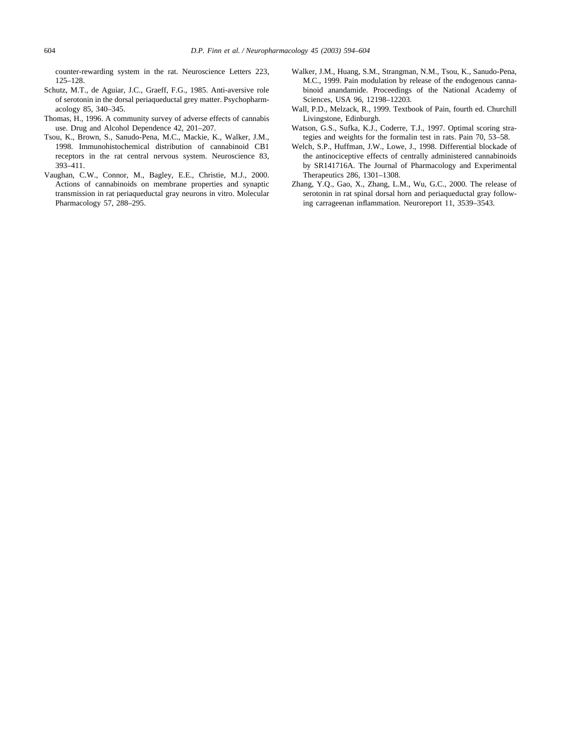counter-rewarding system in the rat. Neuroscience Letters 223, 125–128.

Schutz, M.T., de Aguiar, J.C., Graeff, F.G., 1985. Anti-aversive role of serotonin in the dorsal periaqueductal grey matter. Psychopharmacology 85, 340–345.

Thomas, H., 1996. A community survey of adverse effects of cannabis use. Drug and Alcohol Dependence 42, 201–207.

Tsou, K., Brown, S., Sanudo-Pena, M.C., Mackie, K., Walker, J.M., 1998. Immunohistochemical distribution of cannabinoid CB1 receptors in the rat central nervous system. Neuroscience 83, 393–411.

Vaughan, C.W., Connor, M., Bagley, E.E., Christie, M.J., 2000. Actions of cannabinoids on membrane properties and synaptic transmission in rat periaqueductal gray neurons in vitro. Molecular Pharmacology 57, 288–295.

Walker, J.M., Huang, S.M., Strangman, N.M., Tsou, K., Sanudo-Pena, M.C., 1999. Pain modulation by release of the endogenous cannabinoid anandamide. Proceedings of the National Academy of Sciences, USA 96, 12198–12203.

Wall, P.D., Melzack, R., 1999. Textbook of Pain, fourth ed. Churchill Livingstone, Edinburgh.

Watson, G.S., Sufka, K.J., Coderre, T.J., 1997. Optimal scoring strategies and weights for the formalin test in rats. Pain 70, 53–58.

Welch, S.P., Huffman, J.W., Lowe, J., 1998. Differential blockade of the antinociceptive effects of centrally administered cannabinoids by SR141716A. The Journal of Pharmacology and Experimental Therapeutics 286, 1301–1308.

Zhang, Y.Q., Gao, X., Zhang, L.M., Wu, G.C., 2000. The release of serotonin in rat spinal dorsal horn and periaqueductal gray following carrageenan inflammation. Neuroreport 11, 3539–3543.